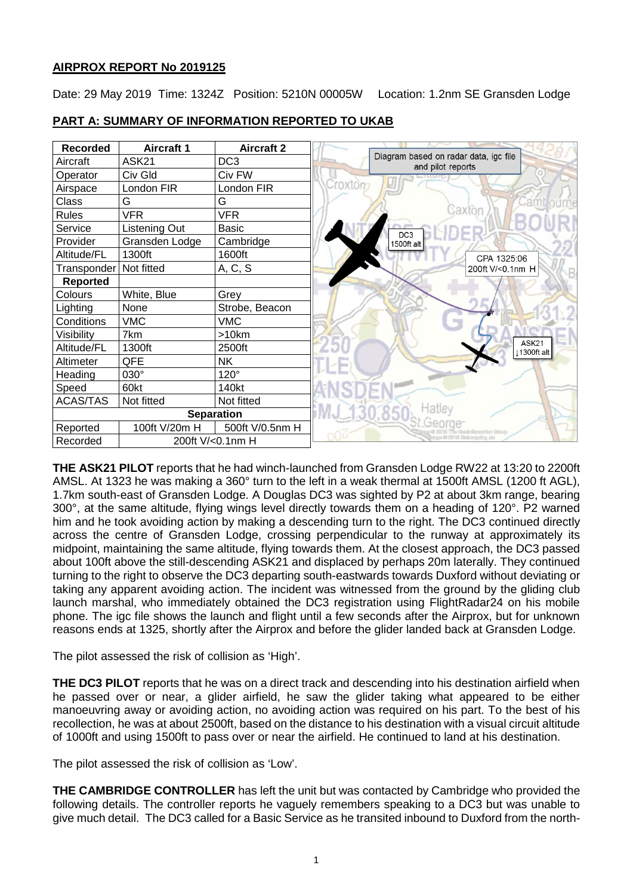## AIRPROX REPORT No 2019125

Date: 29 May 2019 Time: 1324Z Position: 5210N 00005W Location: 1.2nm SE Gransden Lodge

### PART A: SUMMARY OF INFORMATION REPORTED TO UKAB

| Recorded | Aircraft 1 | Aircraft 2 |
|---|---|---|
| Aircraft | ASK21 | DC3 |
| Operator | Civ Gld | Civ FW |
| Airspace | London FIR | London FIR |
| Class | G | G |
| Rules | VFR | VFR |
| Service | Listening Out | Basic |
| Provider | Gransden Lodge | Cambridge |
| Altitude/FL | 1300ft | 1600ft |
| Transponder | Not fitted | A, C, S |
| **Reported** | | |
| Colours | White, Blue | Grey |
| Lighting | None | Strobe, Beacon |
| Conditions | VMC | VMC |
| Visibility | 7km | >10km |
| Altitude/FL | 1300ft | 2500ft |
| Altimeter | QFE | NK |
| Heading | 030° | 120° |
| Speed | 60kt | 140kt |
| ACAS/TAS | Not fitted | Not fitted |
| **Separation** | | |
| Reported | 100ft V/20m H | 500ft V/0.5nm H |
| Recorded | 200ft V/<0.1nm H | |

Diagram based on radar data, igc file and pilot reports

DC3 1500ft alt

CPA 1325:06 200ft V/<0.1nm H

ASK21 ↓1300ft alt

**THE ASK21 PILOT** reports that he had winch-launched from Gransden Lodge RW22 at 13:20 to 2200ft AMSL. At 1323 he was making a 360° turn to the left in a weak thermal at 1500ft AMSL (1200 ft AGL), 1.7km south-east of Gransden Lodge. A Douglas DC3 was sighted by P2 at about 3km range, bearing 300°, at the same altitude, flying wings level directly towards them on a heading of 120°. P2 warned him and he took avoiding action by making a descending turn to the right. The DC3 continued directly across the centre of Gransden Lodge, crossing perpendicular to the runway at approximately its midpoint, maintaining the same altitude, flying towards them. At the closest approach, the DC3 passed about 100ft above the still-descending ASK21 and displaced by perhaps 20m laterally. They continued turning to the right to observe the DC3 departing south-eastwards towards Duxford without deviating or taking any apparent avoiding action. The incident was witnessed from the ground by the gliding club launch marshal, who immediately obtained the DC3 registration using FlightRadar24 on his mobile phone. The igc file shows the launch and flight until a few seconds after the Airprox, but for unknown reasons ends at 1325, shortly after the Airprox and before the glider landed back at Gransden Lodge.

The pilot assessed the risk of collision as 'High'.

**THE DC3 PILOT** reports that he was on a direct track and descending into his destination airfield when he passed over or near, a glider airfield, he saw the glider taking what appeared to be either manoeuvring away or avoiding action, no avoiding action was required on his part. To the best of his recollection, he was at about 2500ft, based on the distance to his destination with a visual circuit altitude of 1000ft and using 1500ft to pass over or near the airfield. He continued to land at his destination.

The pilot assessed the risk of collision as 'Low'.

**THE CAMBRIDGE CONTROLLER** has left the unit but was contacted by Cambridge who provided the following details. The controller reports he vaguely remembers speaking to a DC3 but was unable to give much detail. The DC3 called for a Basic Service as he transited inbound to Duxford from the north-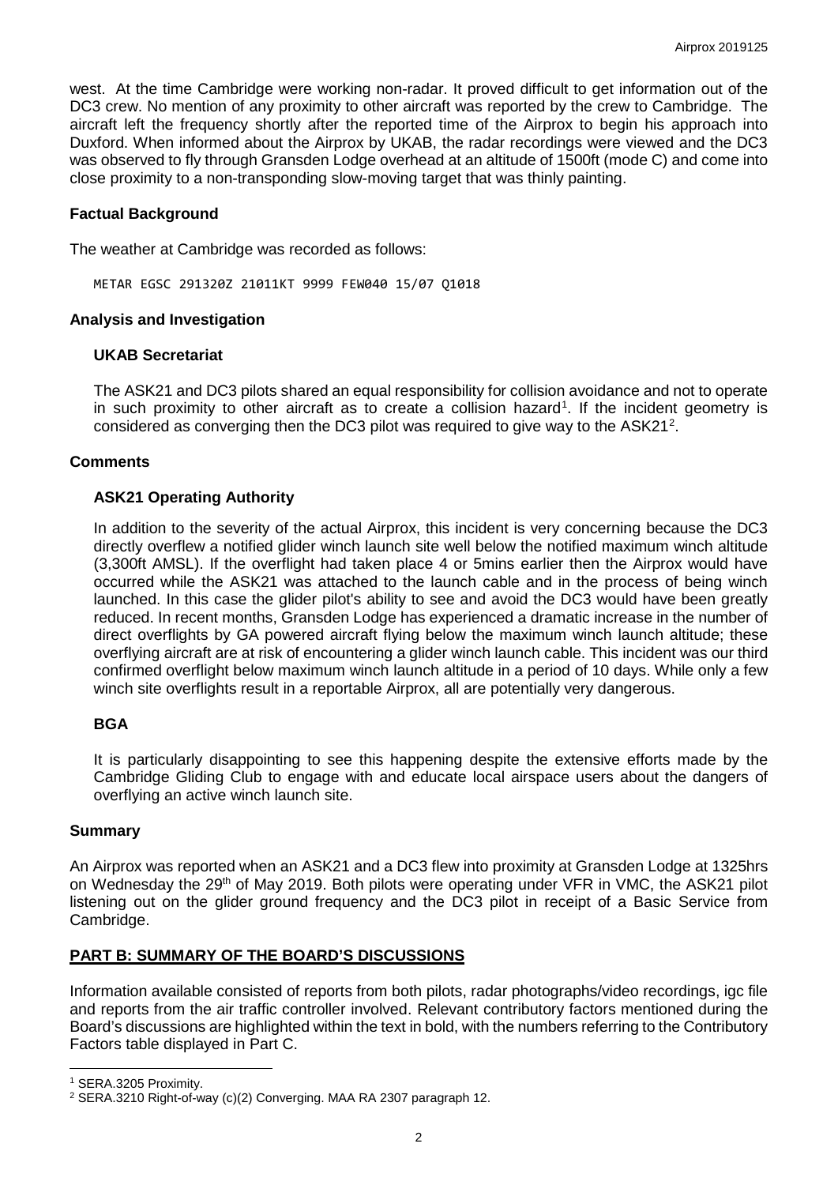west. At the time Cambridge were working non-radar. It proved difficult to get information out of the DC3 crew. No mention of any proximity to other aircraft was reported by the crew to Cambridge. The aircraft left the frequency shortly after the reported time of the Airprox to begin his approach into Duxford. When informed about the Airprox by UKAB, the radar recordings were viewed and the DC3 was observed to fly through Gransden Lodge overhead at an altitude of 1500ft (mode C) and come into close proximity to a non-transponding slow-moving target that was thinly painting.

## Factual Background

The weather at Cambridge was recorded as follows:

```
METAR EGSC 291320Z 21011KT 9999 FEW040 15/07 Q1018
```

## Analysis and Investigation

### UKAB Secretariat

The ASK21 and DC3 pilots shared an equal responsibility for collision avoidance and not to operate in such proximity to other aircraft as to create a collision hazard[1]. If the incident geometry is considered as converging then the DC3 pilot was required to give way to the ASK21[2].

## Comments

### ASK21 Operating Authority

In addition to the severity of the actual Airprox, this incident is very concerning because the DC3 directly overflew a notified glider winch launch site well below the notified maximum winch altitude (3,300ft AMSL). If the overflight had taken place 4 or 5mins earlier then the Airprox would have occurred while the ASK21 was attached to the launch cable and in the process of being winch launched. In this case the glider pilot's ability to see and avoid the DC3 would have been greatly reduced. In recent months, Gransden Lodge has experienced a dramatic increase in the number of direct overflights by GA powered aircraft flying below the maximum winch launch altitude; these overflying aircraft are at risk of encountering a glider winch launch cable. This incident was our third confirmed overflight below maximum winch launch altitude in a period of 10 days. While only a few winch site overflights result in a reportable Airprox, all are potentially very dangerous.

### BGA

It is particularly disappointing to see this happening despite the extensive efforts made by the Cambridge Gliding Club to engage with and educate local airspace users about the dangers of overflying an active winch launch site.

## Summary

An Airprox was reported when an ASK21 and a DC3 flew into proximity at Gransden Lodge at 1325hrs on Wednesday the 29th of May 2019. Both pilots were operating under VFR in VMC, the ASK21 pilot listening out on the glider ground frequency and the DC3 pilot in receipt of a Basic Service from Cambridge.

## PART B: SUMMARY OF THE BOARD'S DISCUSSIONS

Information available consisted of reports from both pilots, radar photographs/video recordings, igc file and reports from the air traffic controller involved. Relevant contributory factors mentioned during the Board's discussions are highlighted within the text in bold, with the numbers referring to the Contributory Factors table displayed in Part C.

---

[1] SERA.3205 Proximity.

[2] SERA.3210 Right-of-way (c)(2) Converging. MAA RA 2307 paragraph 12.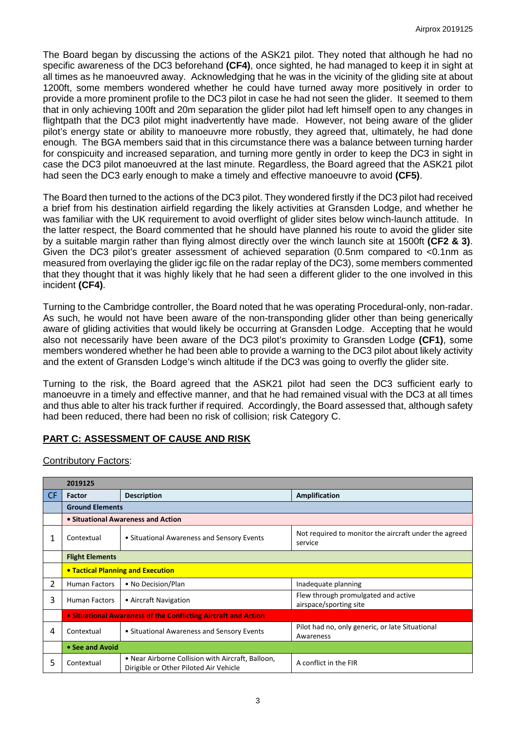The Board began by discussing the actions of the ASK21 pilot. They noted that although he had no specific awareness of the DC3 beforehand **(CF4)**, once sighted, he had managed to keep it in sight at all times as he manoeuvred away. Acknowledging that he was in the vicinity of the gliding site at about 1200ft, some members wondered whether he could have turned away more positively in order to provide a more prominent profile to the DC3 pilot in case he had not seen the glider. It seemed to them that in only achieving 100ft and 20m separation the glider pilot had left himself open to any changes in flightpath that the DC3 pilot might inadvertently have made. However, not being aware of the glider pilot's energy state or ability to manoeuvre more robustly, they agreed that, ultimately, he had done enough. The BGA members said that in this circumstance there was a balance between turning harder for conspicuity and increased separation, and turning more gently in order to keep the DC3 in sight in case the DC3 pilot manoeuvred at the last minute. Regardless, the Board agreed that the ASK21 pilot had seen the DC3 early enough to make a timely and effective manoeuvre to avoid **(CF5)**.

The Board then turned to the actions of the DC3 pilot. They wondered firstly if the DC3 pilot had received a brief from his destination airfield regarding the likely activities at Gransden Lodge, and whether he was familiar with the UK requirement to avoid overflight of glider sites below winch-launch attitude. In the latter respect, the Board commented that he should have planned his route to avoid the glider site by a suitable margin rather than flying almost directly over the winch launch site at 1500ft **(CF2 & 3)**. Given the DC3 pilot's greater assessment of achieved separation (0.5nm compared to <0.1nm as measured from overlaying the glider igc file on the radar replay of the DC3), some members commented that they thought that it was highly likely that he had seen a different glider to the one involved in this incident **(CF4)**.

Turning to the Cambridge controller, the Board noted that he was operating Procedural-only, non-radar. As such, he would not have been aware of the non-transponding glider other than being generically aware of gliding activities that would likely be occurring at Gransden Lodge. Accepting that he would also not necessarily have been aware of the DC3 pilot's proximity to Gransden Lodge **(CF1)**, some members wondered whether he had been able to provide a warning to the DC3 pilot about likely activity and the extent of Gransden Lodge's winch altitude if the DC3 was going to overfly the glider site.

Turning to the risk, the Board agreed that the ASK21 pilot had seen the DC3 sufficient early to manoeuvre in a timely and effective manner, and that he had remained visual with the DC3 at all times and thus able to alter his track further if required. Accordingly, the Board assessed that, although safety had been reduced, there had been no risk of collision; risk Category C.

## PART C: ASSESSMENT OF CAUSE AND RISK

Contributory Factors:

| | 2019125 | | |
|---|---|---|---|
| **CF** | **Factor** | **Description** | **Amplification** |
| | **Ground Elements** | | |
| | **• Situational Awareness and Action** | | |
| 1 | Contextual | • Situational Awareness and Sensory Events | Not required to monitor the aircraft under the agreed service |
| | **Flight Elements** | | |
| | **• Tactical Planning and Execution** | | |
| 2 | Human Factors | • No Decision/Plan | Inadequate planning |
| 3 | Human Factors | • Aircraft Navigation | Flew through promulgated and active airspace/sporting site |
| | **• Situational Awareness of the Conflicting Aircraft and Action** | | |
| 4 | Contextual | • Situational Awareness and Sensory Events | Pilot had no, only generic, or late Situational Awareness |
| | **• See and Avoid** | | |
| 5 | Contextual | • Near Airborne Collision with Aircraft, Balloon, Dirigible or Other Piloted Air Vehicle | A conflict in the FIR |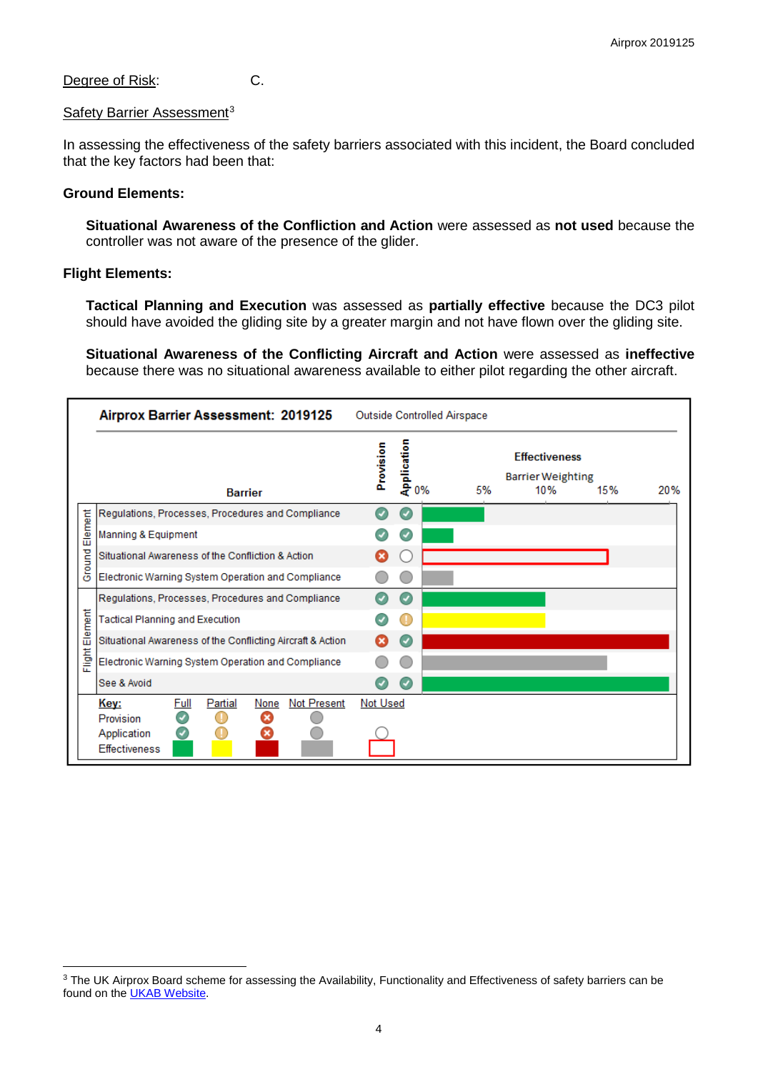Degree of Risk: C.

Safety Barrier Assessment[3]

In assessing the effectiveness of the safety barriers associated with this incident, the Board concluded that the key factors had been that:

**Ground Elements:**

**Situational Awareness of the Confliction and Action** were assessed as **not used** because the controller was not aware of the presence of the glider.

**Flight Elements:**

**Tactical Planning and Execution** was assessed as **partially effective** because the DC3 pilot should have avoided the gliding site by a greater margin and not have flown over the gliding site.

**Situational Awareness of the Conflicting Aircraft and Action** were assessed as **ineffective** because there was no situational awareness available to either pilot regarding the other aircraft.

Airprox Barrier Assessment: 2019125

Outside Controlled Airspace

Barrier

Provision

Application

Effectiveness

Barrier Weighting

0%

5%

10%

15%

20%

Ground Element

Regulations, Processes, Procedures and Compliance

Manning & Equipment

Situational Awareness of the Confliction & Action

Electronic Warning System Operation and Compliance

Flight Element

Regulations, Processes, Procedures and Compliance

Tactical Planning and Execution

Situational Awareness of the Conflicting Aircraft & Action

Electronic Warning System Operation and Compliance

See & Avoid

Key: Full Partial None Not Present Not Used

Provision

Application

Effectiveness

[3] The UK Airprox Board scheme for assessing the Availability, Functionality and Effectiveness of safety barriers can be found on the UKAB Website.